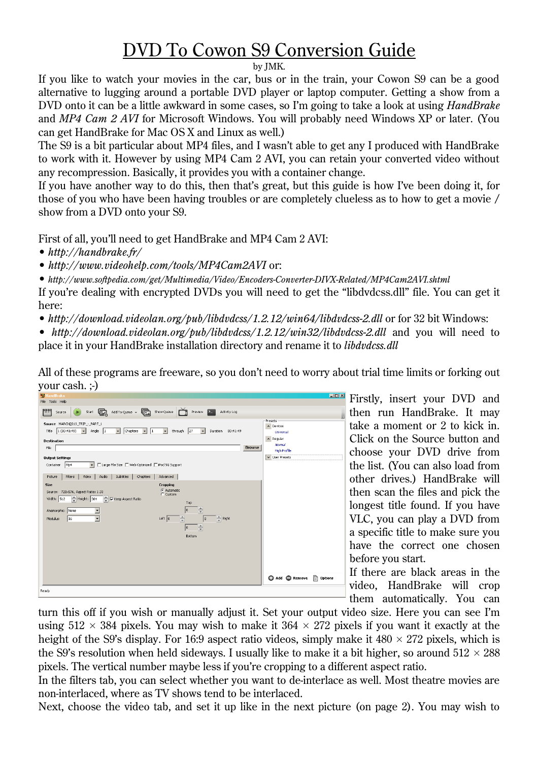# DVD To Cowon S9 Conversion Guide

by JMK.

If you like to watch your movies in the car, bus or in the train, your Cowon S9 can be a good alternative to lugging around a portable DVD player or laptop computer. Getting a show from a DVD onto it can be a little awkward in some cases, so I'm going to take a look at using *HandBrake* and *MP4 Cam 2 AVI* for Microsoft Windows. You will probably need Windows XP or later. (You can get HandBrake for Mac OS X and Linux as well.)

The S9 is a bit particular about MP4 files, and I wasn't able to get any I produced with HandBrake to work with it. However by using MP4 Cam 2 AVI, you can retain your converted video without any recompression. Basically, it provides you with a container change.

If you have another way to do this, then that's great, but this guide is how I've been doing it, for those of you who have been having troubles or are completely clueless as to how to get a movie / show from a DVD onto your S9.

First of all, you'll need to get HandBrake and MP4 Cam 2 AVI:

- *http://handbrake.fr/*
- *http://www.videohelp.com/tools/MP4Cam2AVI* or:
- *http://www.softpedia.com/get/Multimedia/Video/Encoders-Converter-DIVX-Related/MP4Cam2AVI.shtml*

If you're dealing with encrypted DVDs you will need to get the "libdvdcss.dll" file. You can get it here:

- *http://download.videolan.org/pub/libdvdcss/1.2.12/win64/libdvdcss-2.dll* or for 32 bit Windows:
- *http://download.videolan.org/pub/libdvdcss/1.2.12/win32/libdvdcss-2.dll* and you will need to place it in your HandBrake installation directory and rename it to *libdvdcss.dll*

All of these programs are freeware, so you don't need to worry about trial time limits or forking out your cash. ;-)

Firstly, insert your DVD and then run HandBrake. It may take a moment or 2 to kick in. Click on the Source button and choose your DVD drive from the list. (You can also load from other drives.) HandBrake will then scan the files and pick the longest title found. If you have VLC, you can play a DVD from a specific title to make sure you have the correct one chosen before you start.

If there are black areas in the video, HandBrake will crop them automatically. You can turn this off if you wish or manually adjust it. Set your output video size. Here you can see I'm using 512 × 384 pixels. You may wish to make it 364 × 272 pixels if you want it exactly at the height of the S9's display. For 16:9 aspect ratio videos, simply make it 480 × 272 pixels, which is the S9's resolution when held sideways. I usually like to make it a bit higher, so around 512 × 288 pixels. The vertical number maybe less if you're cropping to a different aspect ratio.

In the filters tab, you can select whether you want to de-interlace as well. Most theatre movies are non-interlaced, where as TV shows tend to be interlaced.

Next, choose the video tab, and set it up like in the next picture (on page 2). You may wish to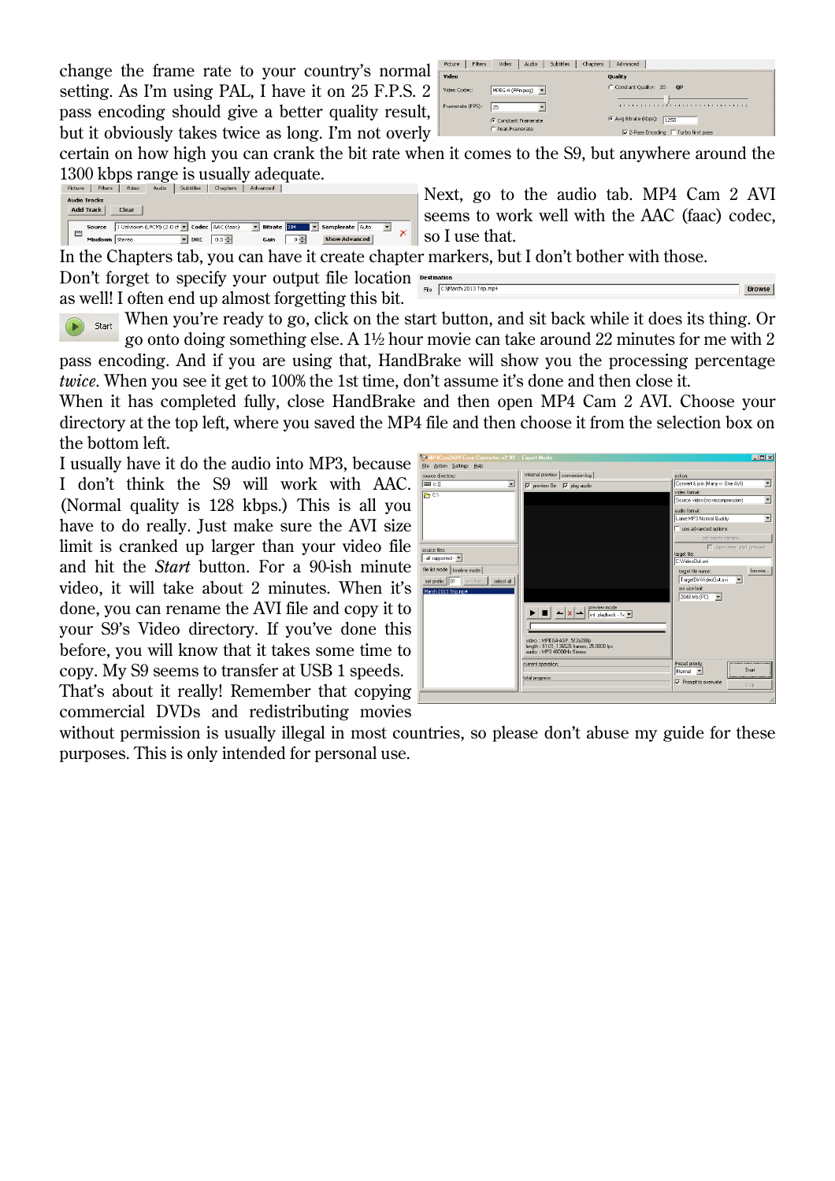change the frame rate to your country's normal setting. As I'm using PAL, I have it on 25 F.P.S. 2 pass encoding should give a better quality result, but it obviously takes twice as long. I'm not overly certain on how high you can crank the bit rate when it comes to the S9, but anywhere around the 1300 kbps range is usually adequate.

Next, go to the audio tab. MP4 Cam 2 AVI seems to work well with the AAC (faac) codec, so I use that.

In the Chapters tab, you can have it create chapter markers, but I don't bother with those.

Don't forget to specify your output file location as well! I often end up almost forgetting this bit.

When you're ready to go, click on the start button, and sit back while it does its thing. Or go onto doing something else. A 1½ hour movie can take around 22 minutes for me with 2 pass encoding. And if you are using that, HandBrake will show you the processing percentage *twice*. When you see it get to 100% the 1st time, don't assume it's done and then close it.

When it has completed fully, close HandBrake and then open MP4 Cam 2 AVI. Choose your directory at the top left, where you saved the MP4 file and then choose it from the selection box on the bottom left.

I usually have it do the audio into MP3, because I don't think the S9 will work with AAC. (Normal quality is 128 kbps.) This is all you have to do really. Just make sure the AVI size limit is cranked up larger than your video file and hit the *Start* button. For a 90-ish minute video, it will take about 2 minutes. When it's done, you can rename the AVI file and copy it to your S9's Video directory. If you've done this before, you will know that it takes some time to copy. My S9 seems to transfer at USB 1 speeds.

That's about it really! Remember that copying commercial DVDs and redistributing movies without permission is usually illegal in most countries, so please don't abuse my guide for these purposes. This is only intended for personal use.